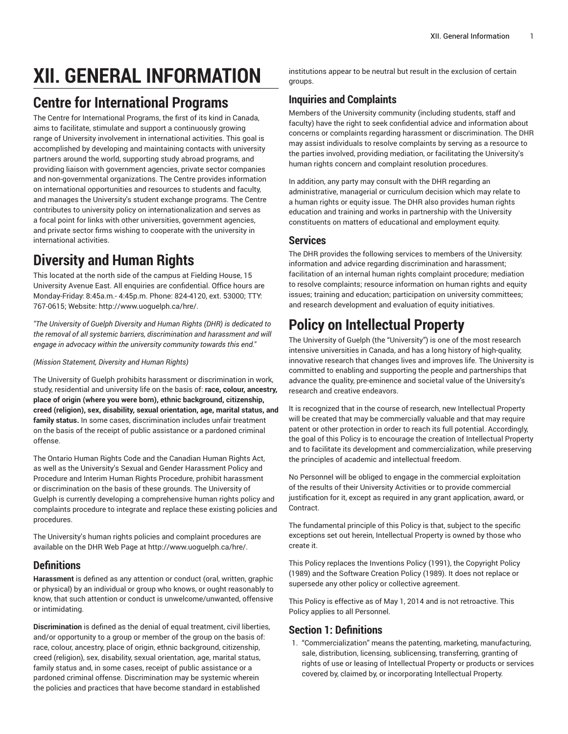# XII. GENERAL INFORMATION

## Centre for International Programs

The Centre for International Programs, the first of its kind in Canada, aims to facilitate, stimulate and support a continuously growing range of University involvement in international activities. This goal is accomplished by developing and maintaining contacts with university partners around the world, supporting study abroad programs, and providing liaison with government agencies, private sector companies and non-governmental organizations. The Centre provides information on international opportunities and resources to students and faculty, and manages the University's student exchange programs. The Centre contributes to university policy on internationalization and serves as a focal point for links with other universities, government agencies, and private sector firms wishing to cooperate with the university in international activities.

## Diversity and Human Rights

This located at the north side of the campus at Fielding House, 15 University Avenue East. All enquiries are confidential. Office hours are Monday-Friday: 8:45a.m.- 4:45p.m. Phone: 824-4120, ext. 53000; TTY: 767-0615; Website: http://www.uoguelph.ca/hre/.

*"The University of Guelph Diversity and Human Rights (DHR) is dedicated to the removal of all systemic barriers, discrimination and harassment and will engage in advocacy within the university community towards this end."*

*(Mission Statement, Diversity and Human Rights)*

The University of Guelph prohibits harassment or discrimination in work, study, residential and university life on the basis of: **race, colour, ancestry, place of origin (where you were born), ethnic background, citizenship, creed (religion), sex, disability, sexual orientation, age, marital status, and family status.** In some cases, discrimination includes unfair treatment on the basis of the receipt of public assistance or a pardoned criminal offense.

The Ontario Human Rights Code and the Canadian Human Rights Act, as well as the University's Sexual and Gender Harassment Policy and Procedure and Interim Human Rights Procedure, prohibit harassment or discrimination on the basis of these grounds. The University of Guelph is currently developing a comprehensive human rights policy and complaints procedure to integrate and replace these existing policies and procedures.

The University's human rights policies and complaint procedures are available on the DHR Web Page at http://www.uoguelph.ca/hre/.

### Definitions

**Harassment** is defined as any attention or conduct (oral, written, graphic or physical) by an individual or group who knows, or ought reasonably to know, that such attention or conduct is unwelcome/unwanted, offensive or intimidating.

**Discrimination** is defined as the denial of equal treatment, civil liberties, and/or opportunity to a group or member of the group on the basis of: race, colour, ancestry, place of origin, ethnic background, citizenship, creed (religion), sex, disability, sexual orientation, age, marital status, family status and, in some cases, receipt of public assistance or a pardoned criminal offense. Discrimination may be systemic wherein the policies and practices that have become standard in established institutions appear to be neutral but result in the exclusion of certain groups.

### Inquiries and Complaints

Members of the University community (including students, staff and faculty) have the right to seek confidential advice and information about concerns or complaints regarding harassment or discrimination. The DHR may assist individuals to resolve complaints by serving as a resource to the parties involved, providing mediation, or facilitating the University's human rights concern and complaint resolution procedures.

In addition, any party may consult with the DHR regarding an administrative, managerial or curriculum decision which may relate to a human rights or equity issue. The DHR also provides human rights education and training and works in partnership with the University constituents on matters of educational and employment equity.

### Services

The DHR provides the following services to members of the University: information and advice regarding discrimination and harassment; facilitation of an internal human rights complaint procedure; mediation to resolve complaints; resource information on human rights and equity issues; training and education; participation on university committees; and research development and evaluation of equity initiatives.

## Policy on Intellectual Property

The University of Guelph (the "University") is one of the most research intensive universities in Canada, and has a long history of high-quality, innovative research that changes lives and improves life. The University is committed to enabling and supporting the people and partnerships that advance the quality, pre-eminence and societal value of the University's research and creative endeavors.

It is recognized that in the course of research, new Intellectual Property will be created that may be commercially valuable and that may require patent or other protection in order to reach its full potential. Accordingly, the goal of this Policy is to encourage the creation of Intellectual Property and to facilitate its development and commercialization, while preserving the principles of academic and intellectual freedom.

No Personnel will be obliged to engage in the commercial exploitation of the results of their University Activities or to provide commercial justification for it, except as required in any grant application, award, or Contract.

The fundamental principle of this Policy is that, subject to the specific exceptions set out herein, Intellectual Property is owned by those who create it.

This Policy replaces the Inventions Policy (1991), the Copyright Policy (1989) and the Software Creation Policy (1989). It does not replace or supersede any other policy or collective agreement.

This Policy is effective as of May 1, 2014 and is not retroactive. This Policy applies to all Personnel.

### Section 1: Definitions

1. "Commercialization" means the patenting, marketing, manufacturing, sale, distribution, licensing, sublicensing, transferring, granting of rights of use or leasing of Intellectual Property or products or services covered by, claimed by, or incorporating Intellectual Property.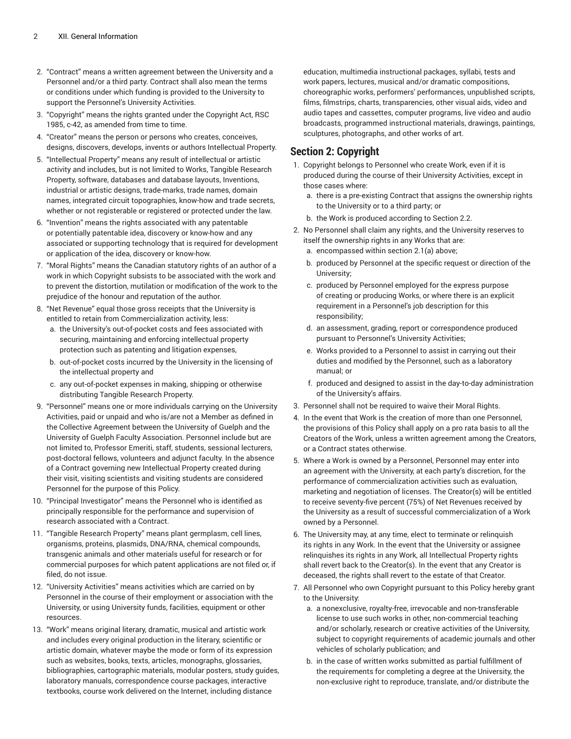2. "Contract" means a written agreement between the University and a Personnel and/or a third party. Contract shall also mean the terms or conditions under which funding is provided to the University to support the Personnel's University Activities.
3. "Copyright" means the rights granted under the Copyright Act, RSC 1985, c-42, as amended from time to time.
4. "Creator" means the person or persons who creates, conceives, designs, discovers, develops, invents or authors Intellectual Property.
5. "Intellectual Property" means any result of intellectual or artistic activity and includes, but is not limited to Works, Tangible Research Property, software, databases and database layouts, Inventions, industrial or artistic designs, trade-marks, trade names, domain names, integrated circuit topographies, know-how and trade secrets, whether or not registerable or registered or protected under the law.
6. "Invention" means the rights associated with any patentable or potentially patentable idea, discovery or know-how and any associated or supporting technology that is required for development or application of the idea, discovery or know-how.
7. "Moral Rights" means the Canadian statutory rights of an author of a work in which Copyright subsists to be associated with the work and to prevent the distortion, mutilation or modification of the work to the prejudice of the honour and reputation of the author.
8. "Net Revenue" equal those gross receipts that the University is entitled to retain from Commercialization activity, less:
   a. the University's out-of-pocket costs and fees associated with securing, maintaining and enforcing intellectual property protection such as patenting and litigation expenses,
   b. out-of-pocket costs incurred by the University in the licensing of the intellectual property and
   c. any out-of-pocket expenses in making, shipping or otherwise distributing Tangible Research Property.
9. "Personnel" means one or more individuals carrying on the University Activities, paid or unpaid and who is/are not a Member as defined in the Collective Agreement between the University of Guelph and the University of Guelph Faculty Association. Personnel include but are not limited to, Professor Emeriti, staff, students, sessional lecturers, post-doctoral fellows, volunteers and adjunct faculty. In the absence of a Contract governing new Intellectual Property created during their visit, visiting scientists and visiting students are considered Personnel for the purpose of this Policy.
10. "Principal Investigator" means the Personnel who is identified as principally responsible for the performance and supervision of research associated with a Contract.
11. "Tangible Research Property" means plant germplasm, cell lines, organisms, proteins, plasmids, DNA/RNA, chemical compounds, transgenic animals and other materials useful for research or for commercial purposes for which patent applications are not filed or, if filed, do not issue.
12. "University Activities" means activities which are carried on by Personnel in the course of their employment or association with the University, or using University funds, facilities, equipment or other resources.
13. "Work" means original literary, dramatic, musical and artistic work and includes every original production in the literary, scientific or artistic domain, whatever maybe the mode or form of its expression such as websites, books, texts, articles, monographs, glossaries, bibliographies, cartographic materials, modular posters, study guides, laboratory manuals, correspondence course packages, interactive textbooks, course work delivered on the Internet, including distance education, multimedia instructional packages, syllabi, tests and work papers, lectures, musical and/or dramatic compositions, choreographic works, performers' performances, unpublished scripts, films, filmstrips, charts, transparencies, other visual aids, video and audio tapes and cassettes, computer programs, live video and audio broadcasts, programmed instructional materials, drawings, paintings, sculptures, photographs, and other works of art.

## Section 2: Copyright

1. Copyright belongs to Personnel who create Work, even if it is produced during the course of their University Activities, except in those cases where:
   a. there is a pre-existing Contract that assigns the ownership rights to the University or to a third party; or
   b. the Work is produced according to Section 2.2.
2. No Personnel shall claim any rights, and the University reserves to itself the ownership rights in any Works that are:
   a. encompassed within section 2.1(a) above;
   b. produced by Personnel at the specific request or direction of the University;
   c. produced by Personnel employed for the express purpose of creating or producing Works, or where there is an explicit requirement in a Personnel's job description for this responsibility;
   d. an assessment, grading, report or correspondence produced pursuant to Personnel's University Activities;
   e. Works provided to a Personnel to assist in carrying out their duties and modified by the Personnel, such as a laboratory manual; or
   f. produced and designed to assist in the day-to-day administration of the University's affairs.
3. Personnel shall not be required to waive their Moral Rights.
4. In the event that Work is the creation of more than one Personnel, the provisions of this Policy shall apply on a pro rata basis to all the Creators of the Work, unless a written agreement among the Creators, or a Contract states otherwise.
5. Where a Work is owned by a Personnel, Personnel may enter into an agreement with the University, at each party's discretion, for the performance of commercialization activities such as evaluation, marketing and negotiation of licenses. The Creator(s) will be entitled to receive seventy-five percent (75%) of Net Revenues received by the University as a result of successful commercialization of a Work owned by a Personnel.
6. The University may, at any time, elect to terminate or relinquish its rights in any Work. In the event that the University or assignee relinquishes its rights in any Work, all Intellectual Property rights shall revert back to the Creator(s). In the event that any Creator is deceased, the rights shall revert to the estate of that Creator.
7. All Personnel who own Copyright pursuant to this Policy hereby grant to the University:
   a. a nonexclusive, royalty-free, irrevocable and non-transferable license to use such works in other, non-commercial teaching and/or scholarly, research or creative activities of the University, subject to copyright requirements of academic journals and other vehicles of scholarly publication; and
   b. in the case of written works submitted as partial fulfillment of the requirements for completing a degree at the University, the non-exclusive right to reproduce, translate, and/or distribute the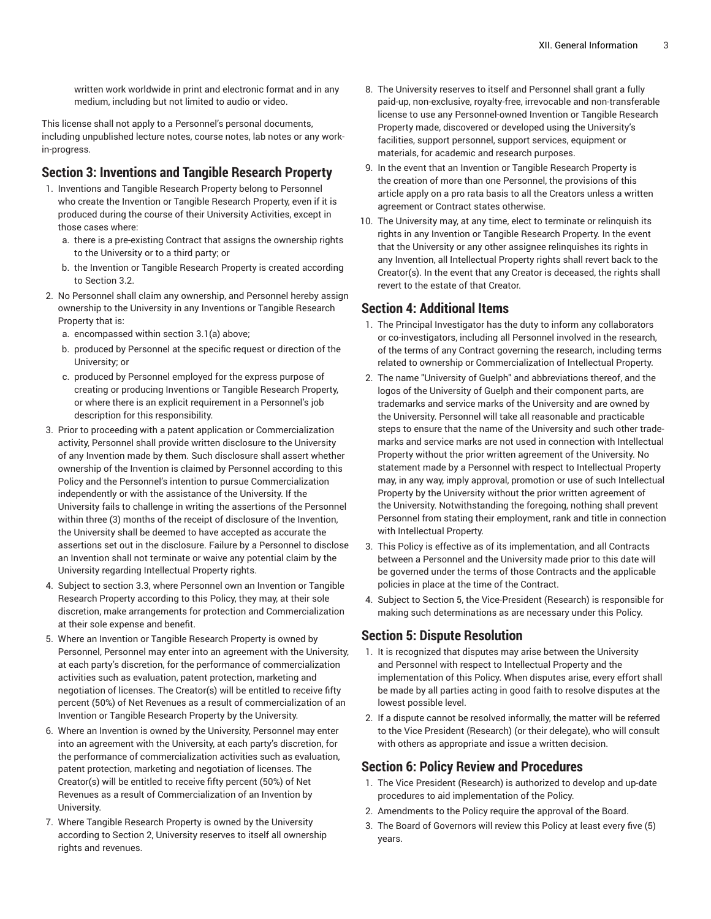written work worldwide in print and electronic format and in any medium, including but not limited to audio or video.

This license shall not apply to a Personnel's personal documents, including unpublished lecture notes, course notes, lab notes or any work-in-progress.

## Section 3: Inventions and Tangible Research Property

1. Inventions and Tangible Research Property belong to Personnel who create the Invention or Tangible Research Property, even if it is produced during the course of their University Activities, except in those cases where:
   a. there is a pre-existing Contract that assigns the ownership rights to the University or to a third party; or
   b. the Invention or Tangible Research Property is created according to Section 3.2.
2. No Personnel shall claim any ownership, and Personnel hereby assign ownership to the University in any Inventions or Tangible Research Property that is:
   a. encompassed within section 3.1(a) above;
   b. produced by Personnel at the specific request or direction of the University; or
   c. produced by Personnel employed for the express purpose of creating or producing Inventions or Tangible Research Property, or where there is an explicit requirement in a Personnel's job description for this responsibility.
3. Prior to proceeding with a patent application or Commercialization activity, Personnel shall provide written disclosure to the University of any Invention made by them. Such disclosure shall assert whether ownership of the Invention is claimed by Personnel according to this Policy and the Personnel's intention to pursue Commercialization independently or with the assistance of the University. If the University fails to challenge in writing the assertions of the Personnel within three (3) months of the receipt of disclosure of the Invention, the University shall be deemed to have accepted as accurate the assertions set out in the disclosure. Failure by a Personnel to disclose an Invention shall not terminate or waive any potential claim by the University regarding Intellectual Property rights.
4. Subject to section 3.3, where Personnel own an Invention or Tangible Research Property according to this Policy, they may, at their sole discretion, make arrangements for protection and Commercialization at their sole expense and benefit.
5. Where an Invention or Tangible Research Property is owned by Personnel, Personnel may enter into an agreement with the University, at each party's discretion, for the performance of commercialization activities such as evaluation, patent protection, marketing and negotiation of licenses. The Creator(s) will be entitled to receive fifty percent (50%) of Net Revenues as a result of commercialization of an Invention or Tangible Research Property by the University.
6. Where an Invention is owned by the University, Personnel may enter into an agreement with the University, at each party's discretion, for the performance of commercialization activities such as evaluation, patent protection, marketing and negotiation of licenses. The Creator(s) will be entitled to receive fifty percent (50%) of Net Revenues as a result of Commercialization of an Invention by University.
7. Where Tangible Research Property is owned by the University according to Section 2, University reserves to itself all ownership rights and revenues.
8. The University reserves to itself and Personnel shall grant a fully paid-up, non-exclusive, royalty-free, irrevocable and non-transferable license to use any Personnel-owned Invention or Tangible Research Property made, discovered or developed using the University's facilities, support personnel, support services, equipment or materials, for academic and research purposes.
9. In the event that an Invention or Tangible Research Property is the creation of more than one Personnel, the provisions of this article apply on a pro rata basis to all the Creators unless a written agreement or Contract states otherwise.
10. The University may, at any time, elect to terminate or relinquish its rights in any Invention or Tangible Research Property. In the event that the University or any other assignee relinquishes its rights in any Invention, all Intellectual Property rights shall revert back to the Creator(s). In the event that any Creator is deceased, the rights shall revert to the estate of that Creator.

## Section 4: Additional Items

1. The Principal Investigator has the duty to inform any collaborators or co-investigators, including all Personnel involved in the research, of the terms of any Contract governing the research, including terms related to ownership or Commercialization of Intellectual Property.
2. The name "University of Guelph" and abbreviations thereof, and the logos of the University of Guelph and their component parts, are trademarks and service marks of the University and are owned by the University. Personnel will take all reasonable and practicable steps to ensure that the name of the University and such other trade-marks and service marks are not used in connection with Intellectual Property without the prior written agreement of the University. No statement made by a Personnel with respect to Intellectual Property may, in any way, imply approval, promotion or use of such Intellectual Property by the University without the prior written agreement of the University. Notwithstanding the foregoing, nothing shall prevent Personnel from stating their employment, rank and title in connection with Intellectual Property.
3. This Policy is effective as of its implementation, and all Contracts between a Personnel and the University made prior to this date will be governed under the terms of those Contracts and the applicable policies in place at the time of the Contract.
4. Subject to Section 5, the Vice-President (Research) is responsible for making such determinations as are necessary under this Policy.

## Section 5: Dispute Resolution

1. It is recognized that disputes may arise between the University and Personnel with respect to Intellectual Property and the implementation of this Policy. When disputes arise, every effort shall be made by all parties acting in good faith to resolve disputes at the lowest possible level.
2. If a dispute cannot be resolved informally, the matter will be referred to the Vice President (Research) (or their delegate), who will consult with others as appropriate and issue a written decision.

## Section 6: Policy Review and Procedures

1. The Vice President (Research) is authorized to develop and up-date procedures to aid implementation of the Policy.
2. Amendments to the Policy require the approval of the Board.
3. The Board of Governors will review this Policy at least every five (5) years.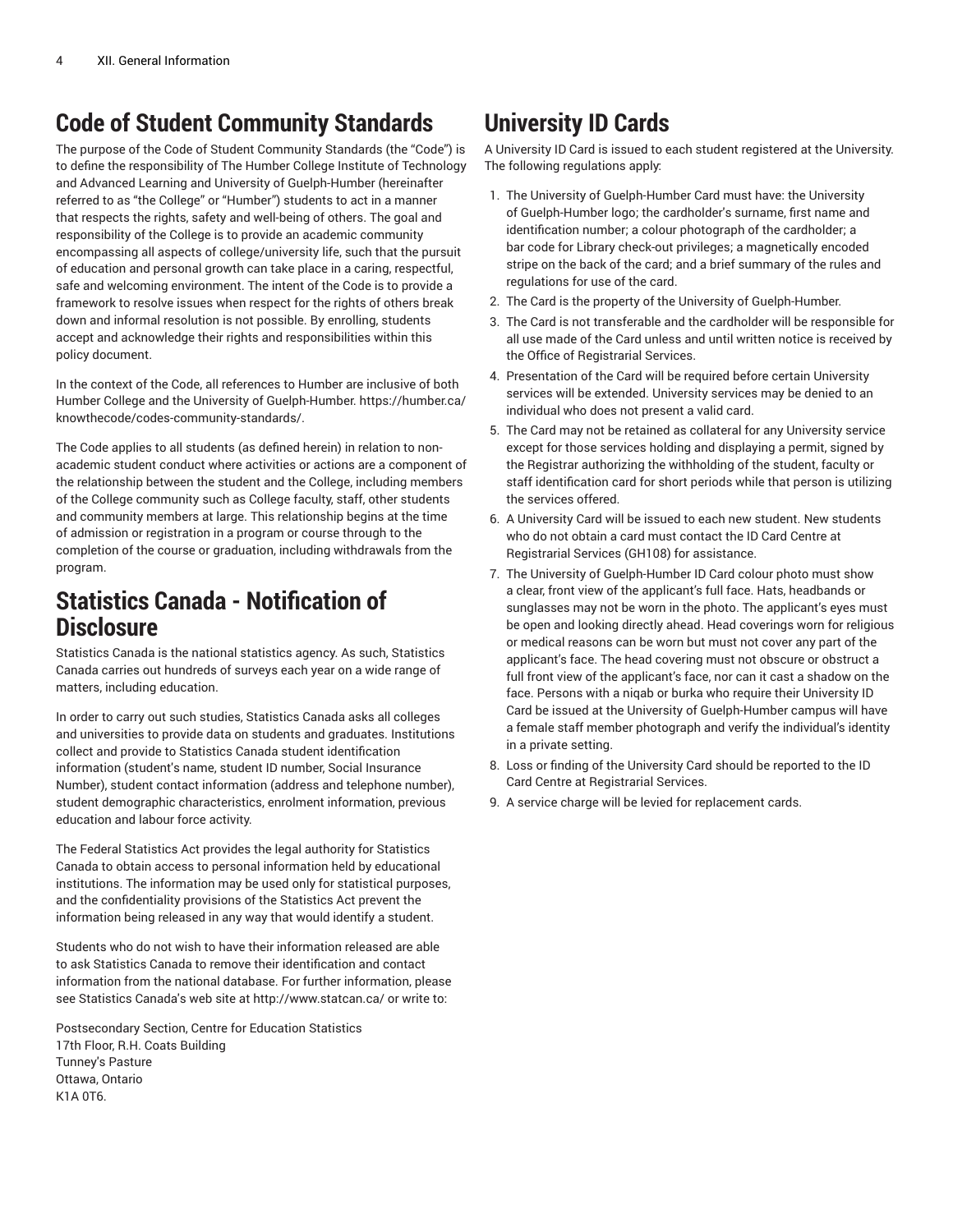## Code of Student Community Standards

The purpose of the Code of Student Community Standards (the "Code") is to define the responsibility of The Humber College Institute of Technology and Advanced Learning and University of Guelph-Humber (hereinafter referred to as "the College" or "Humber") students to act in a manner that respects the rights, safety and well-being of others. The goal and responsibility of the College is to provide an academic community encompassing all aspects of college/university life, such that the pursuit of education and personal growth can take place in a caring, respectful, safe and welcoming environment. The intent of the Code is to provide a framework to resolve issues when respect for the rights of others break down and informal resolution is not possible. By enrolling, students accept and acknowledge their rights and responsibilities within this policy document.

In the context of the Code, all references to Humber are inclusive of both Humber College and the University of Guelph-Humber. https://humber.ca/knowthecode/codes-community-standards/.

The Code applies to all students (as defined herein) in relation to non-academic student conduct where activities or actions are a component of the relationship between the student and the College, including members of the College community such as College faculty, staff, other students and community members at large. This relationship begins at the time of admission or registration in a program or course through to the completion of the course or graduation, including withdrawals from the program.

## Statistics Canada - Notification of Disclosure

Statistics Canada is the national statistics agency. As such, Statistics Canada carries out hundreds of surveys each year on a wide range of matters, including education.

In order to carry out such studies, Statistics Canada asks all colleges and universities to provide data on students and graduates. Institutions collect and provide to Statistics Canada student identification information (student's name, student ID number, Social Insurance Number), student contact information (address and telephone number), student demographic characteristics, enrolment information, previous education and labour force activity.

The Federal Statistics Act provides the legal authority for Statistics Canada to obtain access to personal information held by educational institutions. The information may be used only for statistical purposes, and the confidentiality provisions of the Statistics Act prevent the information being released in any way that would identify a student.

Students who do not wish to have their information released are able to ask Statistics Canada to remove their identification and contact information from the national database. For further information, please see Statistics Canada's web site at http://www.statcan.ca/ or write to:

Postsecondary Section, Centre for Education Statistics
17th Floor, R.H. Coats Building
Tunney's Pasture
Ottawa, Ontario
K1A 0T6.

## University ID Cards

A University ID Card is issued to each student registered at the University. The following regulations apply:

1. The University of Guelph-Humber Card must have: the University of Guelph-Humber logo; the cardholder's surname, first name and identification number; a colour photograph of the cardholder; a bar code for Library check-out privileges; a magnetically encoded stripe on the back of the card; and a brief summary of the rules and regulations for use of the card.
2. The Card is the property of the University of Guelph-Humber.
3. The Card is not transferable and the cardholder will be responsible for all use made of the Card unless and until written notice is received by the Office of Registrarial Services.
4. Presentation of the Card will be required before certain University services will be extended. University services may be denied to an individual who does not present a valid card.
5. The Card may not be retained as collateral for any University service except for those services holding and displaying a permit, signed by the Registrar authorizing the withholding of the student, faculty or staff identification card for short periods while that person is utilizing the services offered.
6. A University Card will be issued to each new student. New students who do not obtain a card must contact the ID Card Centre at Registrarial Services (GH108) for assistance.
7. The University of Guelph-Humber ID Card colour photo must show a clear, front view of the applicant's full face. Hats, headbands or sunglasses may not be worn in the photo. The applicant's eyes must be open and looking directly ahead. Head coverings worn for religious or medical reasons can be worn but must not cover any part of the applicant's face. The head covering must not obscure or obstruct a full front view of the applicant's face, nor can it cast a shadow on the face. Persons with a niqab or burka who require their University ID Card be issued at the University of Guelph-Humber campus will have a female staff member photograph and verify the individual's identity in a private setting.
8. Loss or finding of the University Card should be reported to the ID Card Centre at Registrarial Services.
9. A service charge will be levied for replacement cards.